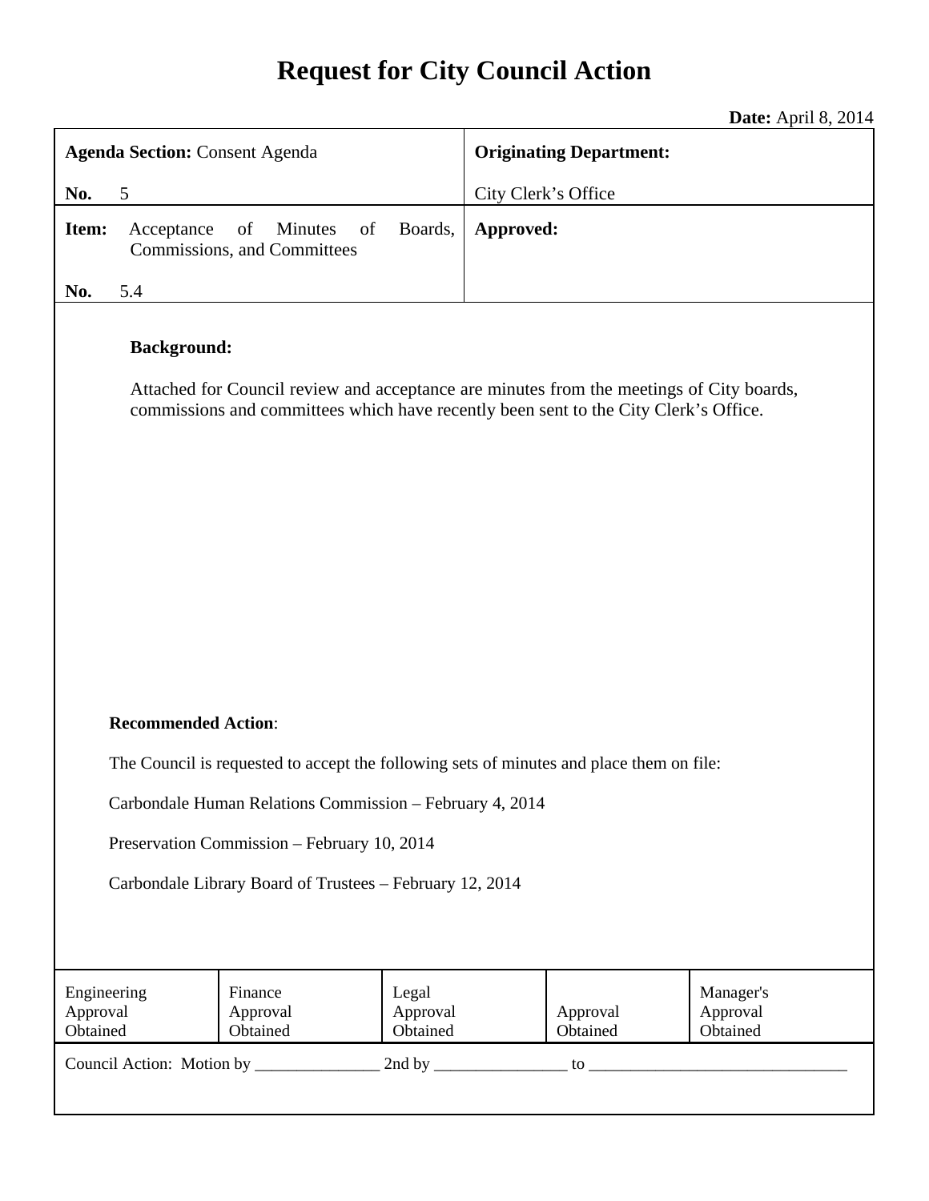# Request for City Council Action

**Date:** April 8, 2014

| **Agenda Section:** Consent Agenda<br><br>**No.** 5 | **Originating Department:**<br><br>City Clerk's Office |
|---|---|
| **Item:** Acceptance of Minutes of Boards, Commissions, and Committees<br><br>**No.** 5.4 | **Approved:** |

**Background:**

Attached for Council review and acceptance are minutes from the meetings of City boards, commissions and committees which have recently been sent to the City Clerk's Office.

**Recommended Action**:

The Council is requested to accept the following sets of minutes and place them on file:

Carbondale Human Relations Commission – February 4, 2014

Preservation Commission – February 10, 2014

Carbondale Library Board of Trustees – February 12, 2014

| Engineering Approval Obtained | Finance Approval Obtained | Legal Approval Obtained | Approval Obtained | Manager's Approval Obtained |
|---|---|---|---|---|

Council Action: Motion by _______________ 2nd by ________________ to _______________________________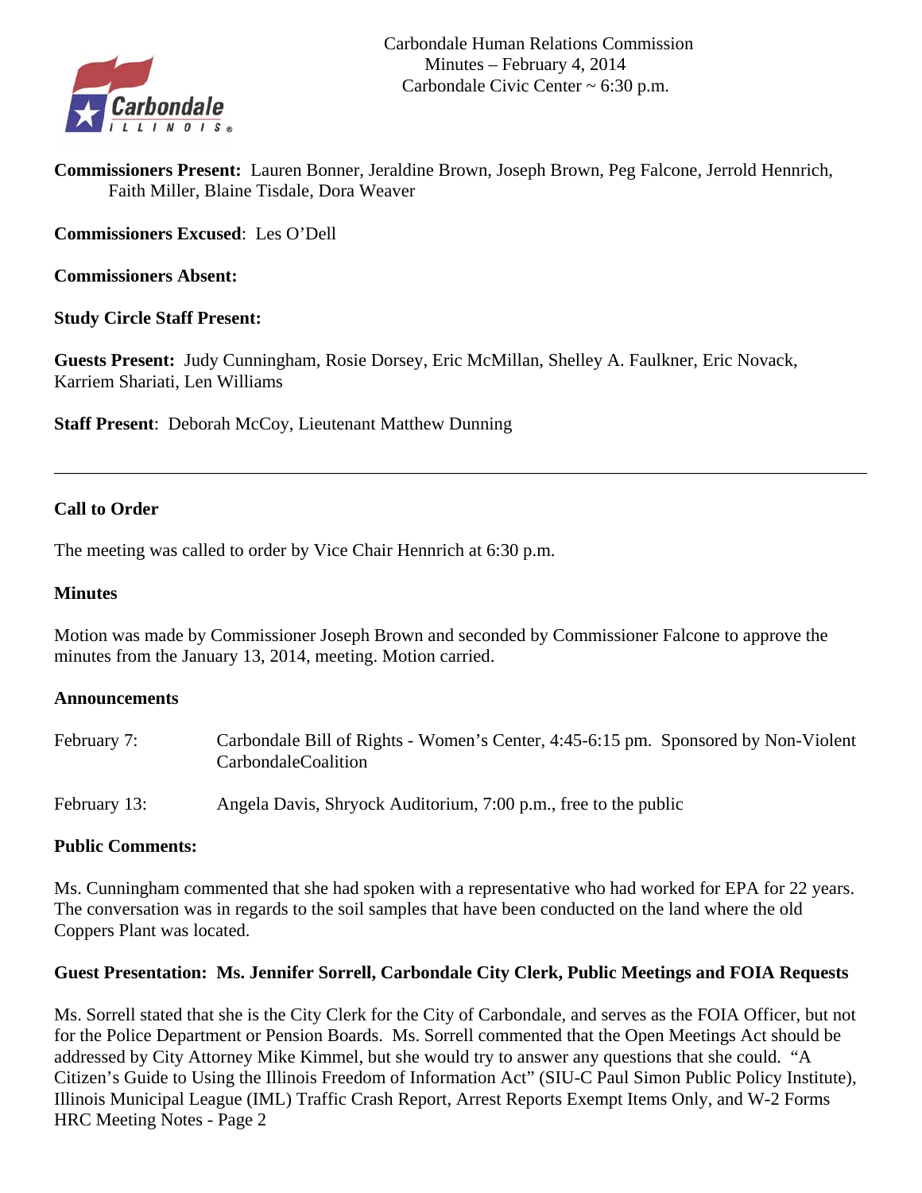Carbondale Human Relations Commission
Minutes – February 4, 2014
Carbondale Civic Center ~ 6:30 p.m.

**Commissioners Present:** Lauren Bonner, Jeraldine Brown, Joseph Brown, Peg Falcone, Jerrold Hennrich, Faith Miller, Blaine Tisdale, Dora Weaver

**Commissioners Excused**: Les O'Dell

**Commissioners Absent:**

**Study Circle Staff Present:**

**Guests Present:** Judy Cunningham, Rosie Dorsey, Eric McMillan, Shelley A. Faulkner, Eric Novack, Karriem Shariati, Len Williams

**Staff Present**: Deborah McCoy, Lieutenant Matthew Dunning

---

### Call to Order

The meeting was called to order by Vice Chair Hennrich at 6:30 p.m.

### Minutes

Motion was made by Commissioner Joseph Brown and seconded by Commissioner Falcone to approve the minutes from the January 13, 2014, meeting. Motion carried.

### Announcements

February 7: Carbondale Bill of Rights - Women's Center, 4:45-6:15 pm. Sponsored by Non-Violent CarbondaleCoalition

February 13: Angela Davis, Shryock Auditorium, 7:00 p.m., free to the public

### Public Comments:

Ms. Cunningham commented that she had spoken with a representative who had worked for EPA for 22 years. The conversation was in regards to the soil samples that have been conducted on the land where the old Coppers Plant was located.

### Guest Presentation: Ms. Jennifer Sorrell, Carbondale City Clerk, Public Meetings and FOIA Requests

Ms. Sorrell stated that she is the City Clerk for the City of Carbondale, and serves as the FOIA Officer, but not for the Police Department or Pension Boards. Ms. Sorrell commented that the Open Meetings Act should be addressed by City Attorney Mike Kimmel, but she would try to answer any questions that she could. "A Citizen's Guide to Using the Illinois Freedom of Information Act" (SIU-C Paul Simon Public Policy Institute), Illinois Municipal League (IML) Traffic Crash Report, Arrest Reports Exempt Items Only, and W-2 Forms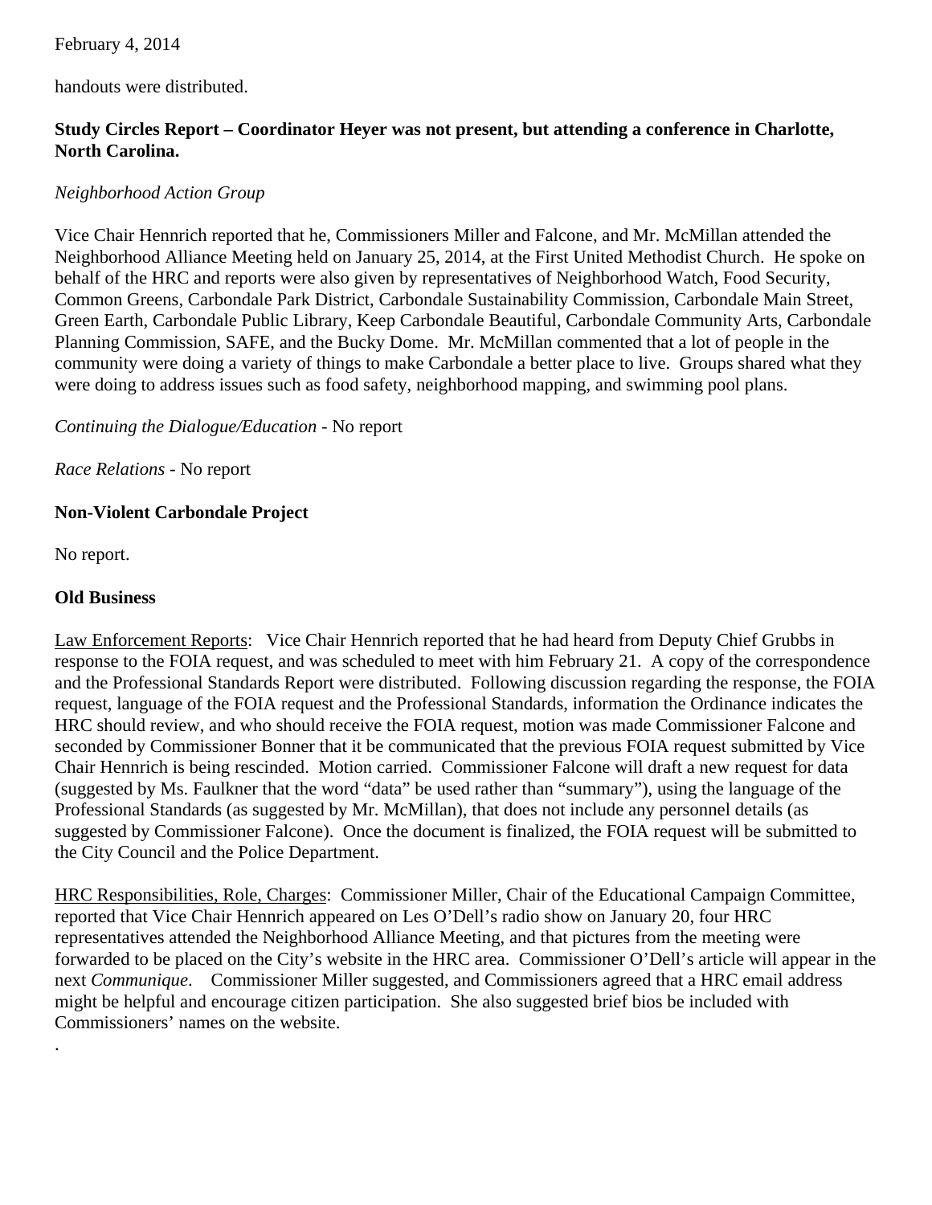February 4, 2014

handouts were distributed.

**Study Circles Report – Coordinator Heyer was not present, but attending a conference in Charlotte, North Carolina.**

*Neighborhood Action Group*

Vice Chair Hennrich reported that he, Commissioners Miller and Falcone, and Mr. McMillan attended the Neighborhood Alliance Meeting held on January 25, 2014, at the First United Methodist Church. He spoke on behalf of the HRC and reports were also given by representatives of Neighborhood Watch, Food Security, Common Greens, Carbondale Park District, Carbondale Sustainability Commission, Carbondale Main Street, Green Earth, Carbondale Public Library, Keep Carbondale Beautiful, Carbondale Community Arts, Carbondale Planning Commission, SAFE, and the Bucky Dome. Mr. McMillan commented that a lot of people in the community were doing a variety of things to make Carbondale a better place to live. Groups shared what they were doing to address issues such as food safety, neighborhood mapping, and swimming pool plans.

*Continuing the Dialogue/Education* - No report

*Race Relations* - No report

**Non-Violent Carbondale Project**

No report.

**Old Business**

Law Enforcement Reports: Vice Chair Hennrich reported that he had heard from Deputy Chief Grubbs in response to the FOIA request, and was scheduled to meet with him February 21. A copy of the correspondence and the Professional Standards Report were distributed. Following discussion regarding the response, the FOIA request, language of the FOIA request and the Professional Standards, information the Ordinance indicates the HRC should review, and who should receive the FOIA request, motion was made Commissioner Falcone and seconded by Commissioner Bonner that it be communicated that the previous FOIA request submitted by Vice Chair Hennrich is being rescinded. Motion carried. Commissioner Falcone will draft a new request for data (suggested by Ms. Faulkner that the word "data" be used rather than "summary"), using the language of the Professional Standards (as suggested by Mr. McMillan), that does not include any personnel details (as suggested by Commissioner Falcone). Once the document is finalized, the FOIA request will be submitted to the City Council and the Police Department.

HRC Responsibilities, Role, Charges: Commissioner Miller, Chair of the Educational Campaign Committee, reported that Vice Chair Hennrich appeared on Les O'Dell's radio show on January 20, four HRC representatives attended the Neighborhood Alliance Meeting, and that pictures from the meeting were forwarded to be placed on the City's website in the HRC area. Commissioner O'Dell's article will appear in the next *Communique*. Commissioner Miller suggested, and Commissioners agreed that a HRC email address might be helpful and encourage citizen participation. She also suggested brief bios be included with Commissioners' names on the website.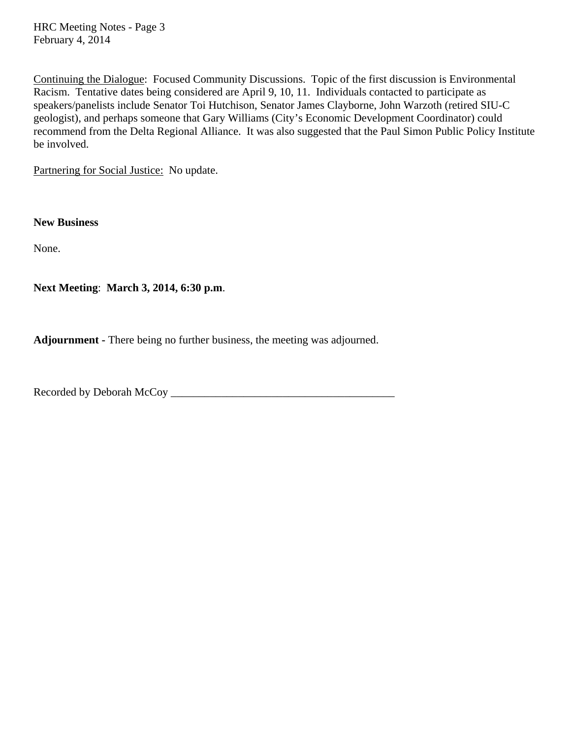Continuing the Dialogue: Focused Community Discussions. Topic of the first discussion is Environmental Racism. Tentative dates being considered are April 9, 10, 11. Individuals contacted to participate as speakers/panelists include Senator Toi Hutchison, Senator James Clayborne, John Warzoth (retired SIU-C geologist), and perhaps someone that Gary Williams (City's Economic Development Coordinator) could recommend from the Delta Regional Alliance. It was also suggested that the Paul Simon Public Policy Institute be involved.

Partnering for Social Justice: No update.

**New Business**

None.

**Next Meeting**: **March 3, 2014, 6:30 p.m**.

**Adjournment -** There being no further business, the meeting was adjourned.

Recorded by Deborah McCoy ________________________________________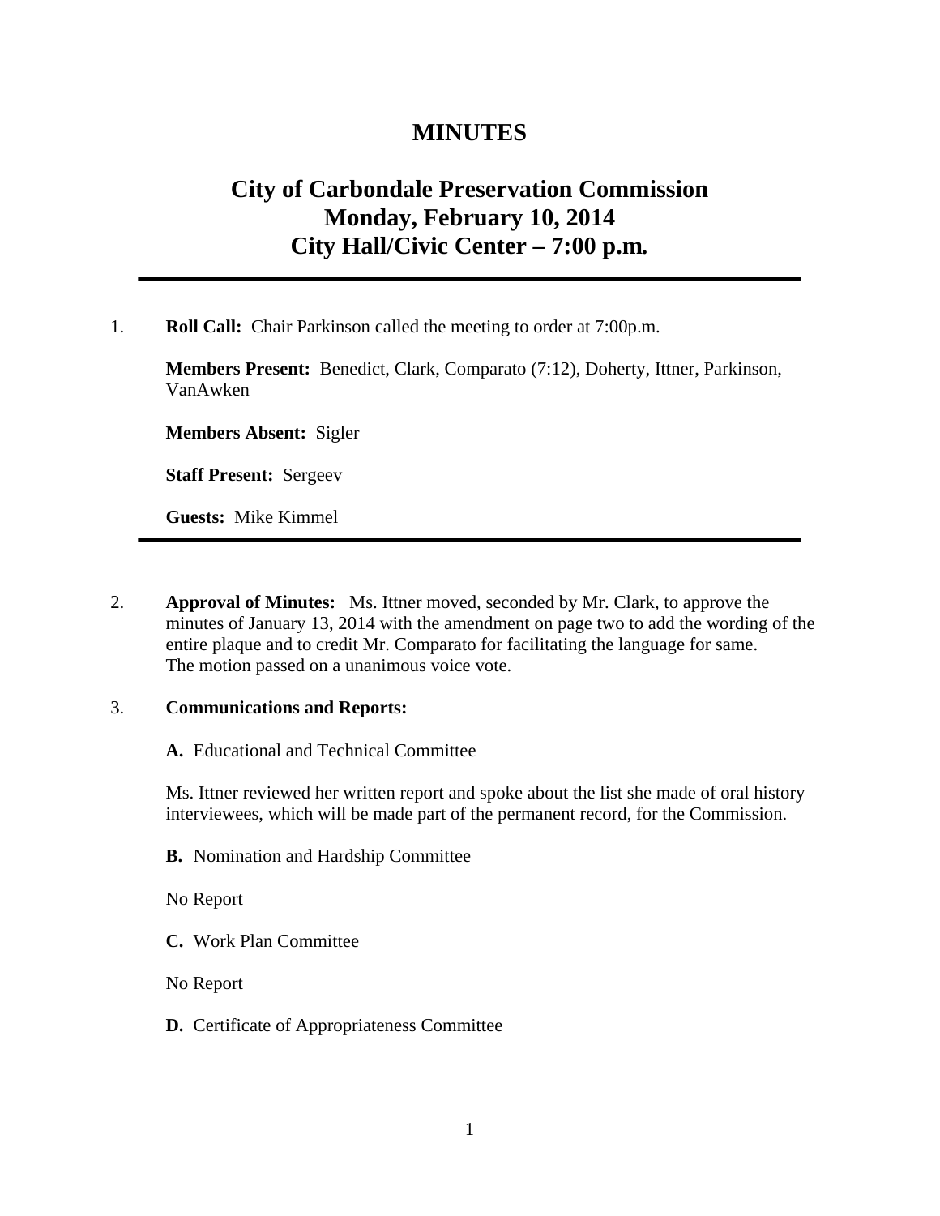# MINUTES

## City of Carbondale Preservation Commission
## Monday, February 10, 2014
## City Hall/Civic Center – 7:00 p.m.

---

1. **Roll Call:** Chair Parkinson called the meeting to order at 7:00p.m.

   **Members Present:** Benedict, Clark, Comparato (7:12), Doherty, Ittner, Parkinson, VanAwken

   **Members Absent:** Sigler

   **Staff Present:** Sergeev

   **Guests:** Mike Kimmel

---

2. **Approval of Minutes:** Ms. Ittner moved, seconded by Mr. Clark, to approve the minutes of January 13, 2014 with the amendment on page two to add the wording of the entire plaque and to credit Mr. Comparato for facilitating the language for same. The motion passed on a unanimous voice vote.

3. **Communications and Reports:**

   **A.** Educational and Technical Committee

   Ms. Ittner reviewed her written report and spoke about the list she made of oral history interviewees, which will be made part of the permanent record, for the Commission.

   **B.** Nomination and Hardship Committee

   No Report

   **C.** Work Plan Committee

   No Report

   **D.** Certificate of Appropriateness Committee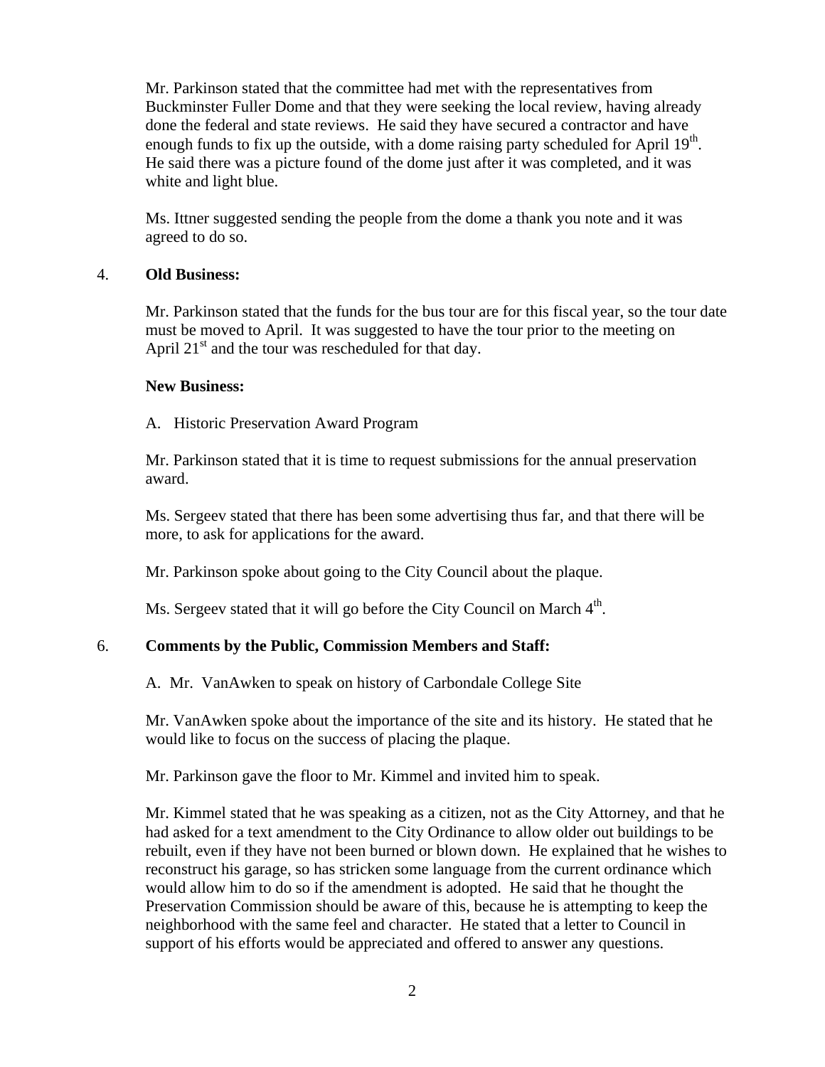Mr. Parkinson stated that the committee had met with the representatives from Buckminster Fuller Dome and that they were seeking the local review, having already done the federal and state reviews. He said they have secured a contractor and have enough funds to fix up the outside, with a dome raising party scheduled for April 19th. He said there was a picture found of the dome just after it was completed, and it was white and light blue.

Ms. Ittner suggested sending the people from the dome a thank you note and it was agreed to do so.

4. **Old Business:**

Mr. Parkinson stated that the funds for the bus tour are for this fiscal year, so the tour date must be moved to April. It was suggested to have the tour prior to the meeting on April 21st and the tour was rescheduled for that day.

**New Business:**

A. Historic Preservation Award Program

Mr. Parkinson stated that it is time to request submissions for the annual preservation award.

Ms. Sergeev stated that there has been some advertising thus far, and that there will be more, to ask for applications for the award.

Mr. Parkinson spoke about going to the City Council about the plaque.

Ms. Sergeev stated that it will go before the City Council on March 4th.

6. **Comments by the Public, Commission Members and Staff:**

A. Mr. VanAwken to speak on history of Carbondale College Site

Mr. VanAwken spoke about the importance of the site and its history. He stated that he would like to focus on the success of placing the plaque.

Mr. Parkinson gave the floor to Mr. Kimmel and invited him to speak.

Mr. Kimmel stated that he was speaking as a citizen, not as the City Attorney, and that he had asked for a text amendment to the City Ordinance to allow older out buildings to be rebuilt, even if they have not been burned or blown down. He explained that he wishes to reconstruct his garage, so has stricken some language from the current ordinance which would allow him to do so if the amendment is adopted. He said that he thought the Preservation Commission should be aware of this, because he is attempting to keep the neighborhood with the same feel and character. He stated that a letter to Council in support of his efforts would be appreciated and offered to answer any questions.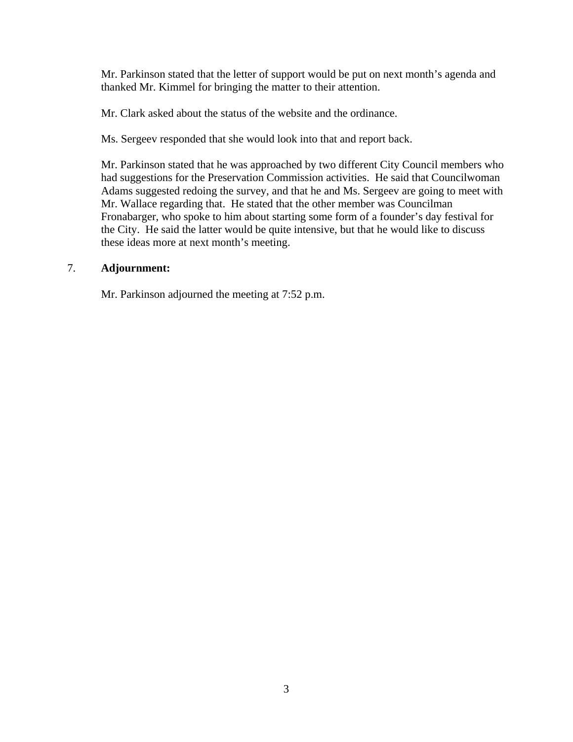Mr. Parkinson stated that the letter of support would be put on next month's agenda and thanked Mr. Kimmel for bringing the matter to their attention.

Mr. Clark asked about the status of the website and the ordinance.

Ms. Sergeev responded that she would look into that and report back.

Mr. Parkinson stated that he was approached by two different City Council members who had suggestions for the Preservation Commission activities. He said that Councilwoman Adams suggested redoing the survey, and that he and Ms. Sergeev are going to meet with Mr. Wallace regarding that. He stated that the other member was Councilman Fronabarger, who spoke to him about starting some form of a founder's day festival for the City. He said the latter would be quite intensive, but that he would like to discuss these ideas more at next month's meeting.

7. **Adjournment:**

Mr. Parkinson adjourned the meeting at 7:52 p.m.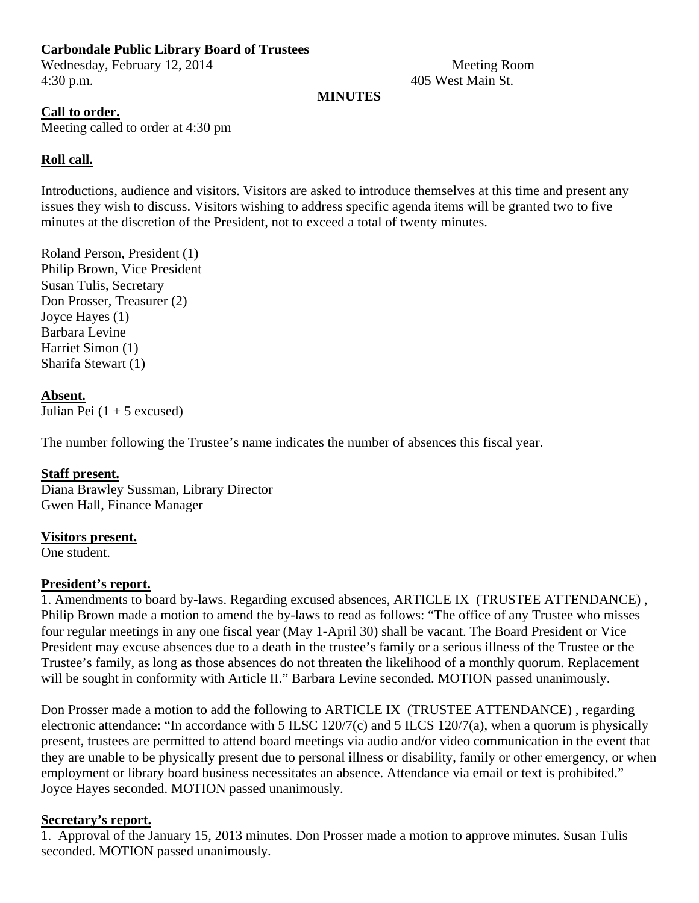**Carbondale Public Library Board of Trustees**

Wednesday, February 12, 2014 Meeting Room
4:30 p.m. 405 West Main St.

**MINUTES**

**Call to order.**

Meeting called to order at 4:30 pm

**Roll call.**

Introductions, audience and visitors. Visitors are asked to introduce themselves at this time and present any issues they wish to discuss. Visitors wishing to address specific agenda items will be granted two to five minutes at the discretion of the President, not to exceed a total of twenty minutes.

Roland Person, President (1)
Philip Brown, Vice President
Susan Tulis, Secretary
Don Prosser, Treasurer (2)
Joyce Hayes (1)
Barbara Levine
Harriet Simon (1)
Sharifa Stewart (1)

**Absent.**

Julian Pei (1 + 5 excused)

The number following the Trustee's name indicates the number of absences this fiscal year.

**Staff present.**

Diana Brawley Sussman, Library Director
Gwen Hall, Finance Manager

**Visitors present.**

One student.

**President's report.**

1. Amendments to board by-laws. Regarding excused absences, ARTICLE IX (TRUSTEE ATTENDANCE) , Philip Brown made a motion to amend the by-laws to read as follows: "The office of any Trustee who misses four regular meetings in any one fiscal year (May 1-April 30) shall be vacant. The Board President or Vice President may excuse absences due to a death in the trustee's family or a serious illness of the Trustee or the Trustee's family, as long as those absences do not threaten the likelihood of a monthly quorum. Replacement will be sought in conformity with Article II." Barbara Levine seconded. MOTION passed unanimously.

Don Prosser made a motion to add the following to ARTICLE IX (TRUSTEE ATTENDANCE) , regarding electronic attendance: "In accordance with 5 ILSC 120/7(c) and 5 ILCS 120/7(a), when a quorum is physically present, trustees are permitted to attend board meetings via audio and/or video communication in the event that they are unable to be physically present due to personal illness or disability, family or other emergency, or when employment or library board business necessitates an absence. Attendance via email or text is prohibited." Joyce Hayes seconded. MOTION passed unanimously.

**Secretary's report.**

1. Approval of the January 15, 2013 minutes. Don Prosser made a motion to approve minutes. Susan Tulis seconded. MOTION passed unanimously.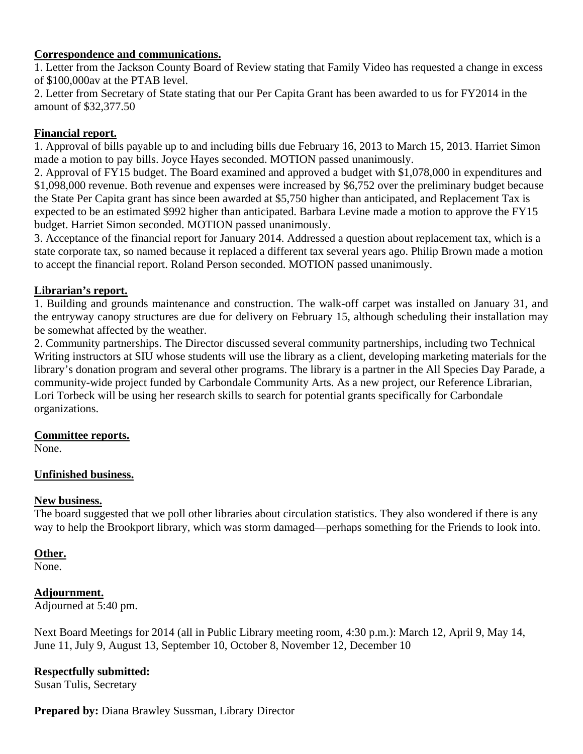**Correspondence and communications.**

1. Letter from the Jackson County Board of Review stating that Family Video has requested a change in excess of $100,000av at the PTAB level.
2. Letter from Secretary of State stating that our Per Capita Grant has been awarded to us for FY2014 in the amount of $32,377.50

**Financial report.**

1. Approval of bills payable up to and including bills due February 16, 2013 to March 15, 2013. Harriet Simon made a motion to pay bills. Joyce Hayes seconded. MOTION passed unanimously.
2. Approval of FY15 budget. The Board examined and approved a budget with $1,078,000 in expenditures and $1,098,000 revenue. Both revenue and expenses were increased by $6,752 over the preliminary budget because the State Per Capita grant has since been awarded at $5,750 higher than anticipated, and Replacement Tax is expected to be an estimated $992 higher than anticipated. Barbara Levine made a motion to approve the FY15 budget. Harriet Simon seconded. MOTION passed unanimously.
3. Acceptance of the financial report for January 2014. Addressed a question about replacement tax, which is a state corporate tax, so named because it replaced a different tax several years ago. Philip Brown made a motion to accept the financial report. Roland Person seconded. MOTION passed unanimously.

**Librarian's report.**

1. Building and grounds maintenance and construction. The walk-off carpet was installed on January 31, and the entryway canopy structures are due for delivery on February 15, although scheduling their installation may be somewhat affected by the weather.
2. Community partnerships. The Director discussed several community partnerships, including two Technical Writing instructors at SIU whose students will use the library as a client, developing marketing materials for the library's donation program and several other programs. The library is a partner in the All Species Day Parade, a community-wide project funded by Carbondale Community Arts. As a new project, our Reference Librarian, Lori Torbeck will be using her research skills to search for potential grants specifically for Carbondale organizations.

**Committee reports.**

None.

**Unfinished business.**

**New business.**

The board suggested that we poll other libraries about circulation statistics. They also wondered if there is any way to help the Brookport library, which was storm damaged—perhaps something for the Friends to look into.

**Other.**

None.

**Adjournment.**

Adjourned at 5:40 pm.

Next Board Meetings for 2014 (all in Public Library meeting room, 4:30 p.m.): March 12, April 9, May 14, June 11, July 9, August 13, September 10, October 8, November 12, December 10

**Respectfully submitted:**
Susan Tulis, Secretary

**Prepared by:** Diana Brawley Sussman, Library Director